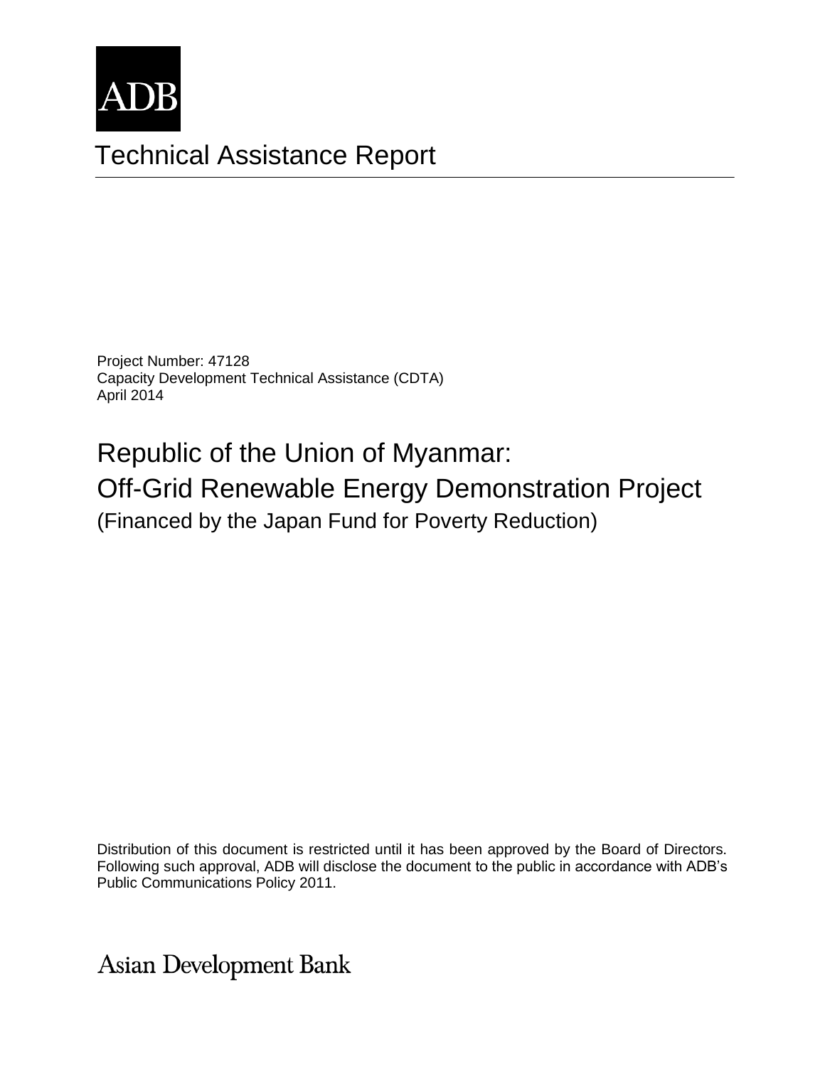ADB

# Technical Assistance Report

Project Number: 47128
Capacity Development Technical Assistance (CDTA)
April 2014

## Republic of the Union of Myanmar: Off-Grid Renewable Energy Demonstration Project

(Financed by the Japan Fund for Poverty Reduction)

Distribution of this document is restricted until it has been approved by the Board of Directors. Following such approval, ADB will disclose the document to the public in accordance with ADB's Public Communications Policy 2011.

Asian Development Bank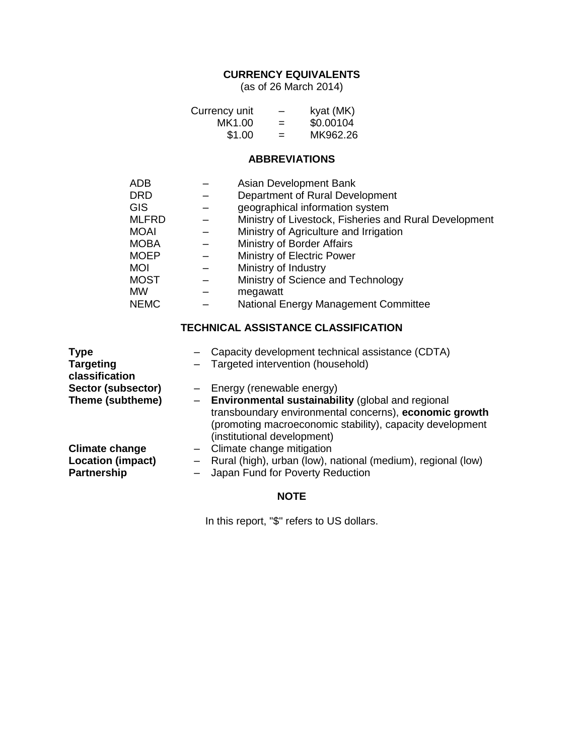## CURRENCY EQUIVALENTS

(as of 26 March 2014)

| | | |
|---|---|---|
| Currency unit | – | kyat (MK) |
| MK1.00 | = | $0.00104 |
| $1.00 | = | MK962.26 |

## ABBREVIATIONS

| | | |
|---|---|---|
| ADB | – | Asian Development Bank |
| DRD | – | Department of Rural Development |
| GIS | – | geographical information system |
| MLFRD | – | Ministry of Livestock, Fisheries and Rural Development |
| MOAI | – | Ministry of Agriculture and Irrigation |
| MOBA | – | Ministry of Border Affairs |
| MOEP | – | Ministry of Electric Power |
| MOI | – | Ministry of Industry |
| MOST | – | Ministry of Science and Technology |
| MW | – | megawatt |
| NEMC | – | National Energy Management Committee |

## TECHNICAL ASSISTANCE CLASSIFICATION

| | | |
|---|---|---|
| **Type** | – | Capacity development technical assistance (CDTA) |
| **Targeting classification** | – | Targeted intervention (household) |
| **Sector (subsector)** | – | Energy (renewable energy) |
| **Theme (subtheme)** | – | **Environmental sustainability** (global and regional transboundary environmental concerns), **economic growth** (promoting macroeconomic stability), capacity development (institutional development) |
| **Climate change** | – | Climate change mitigation |
| **Location (impact)** | – | Rural (high), urban (low), national (medium), regional (low) |
| **Partnership** | – | Japan Fund for Poverty Reduction |

## NOTE

In this report, "$" refers to US dollars.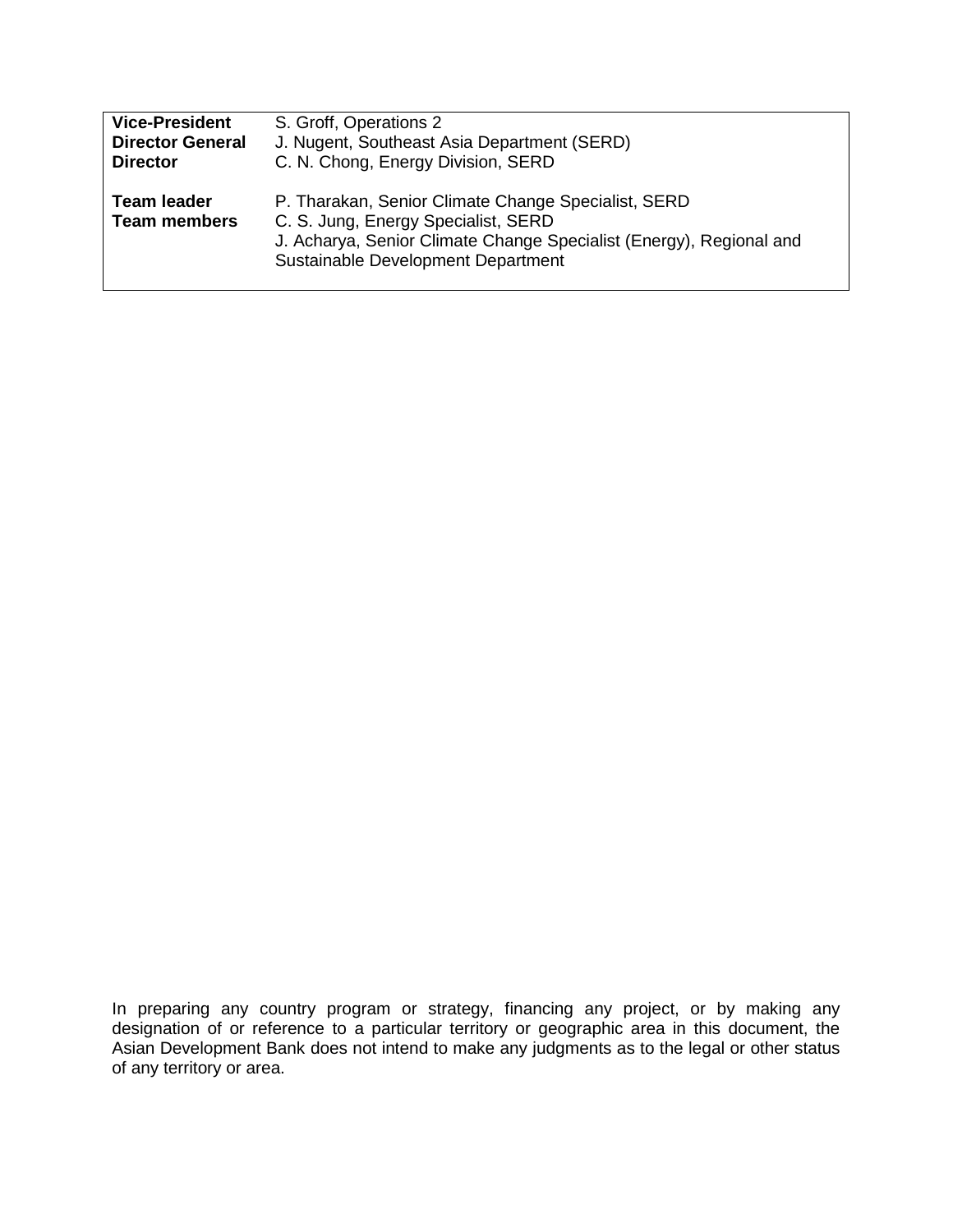| | |
|---|---|
| **Vice-President** | S. Groff, Operations 2 |
| **Director General** | J. Nugent, Southeast Asia Department (SERD) |
| **Director** | C. N. Chong, Energy Division, SERD |
| | |
| **Team leader** | P. Tharakan, Senior Climate Change Specialist, SERD |
| **Team members** | C. S. Jung, Energy Specialist, SERD |
| | J. Acharya, Senior Climate Change Specialist (Energy), Regional and Sustainable Development Department |

In preparing any country program or strategy, financing any project, or by making any designation of or reference to a particular territory or geographic area in this document, the Asian Development Bank does not intend to make any judgments as to the legal or other status of any territory or area.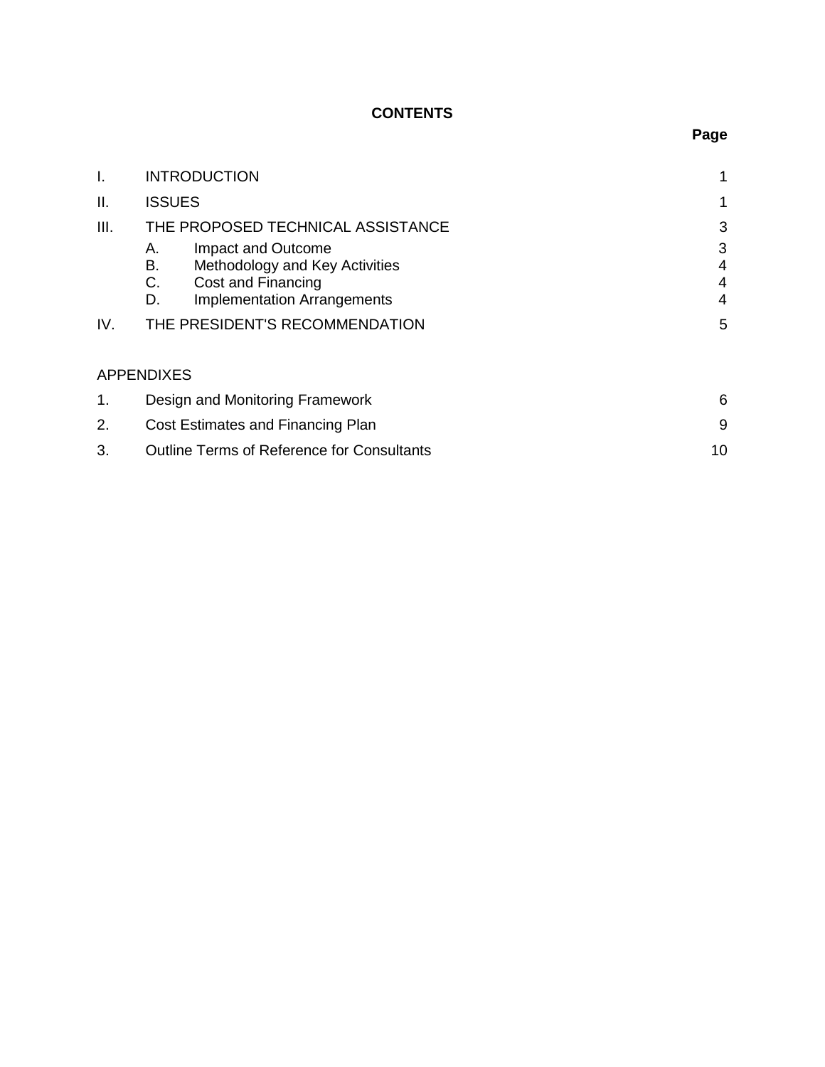## CONTENTS

| | | Page |
|---|---|---|
| I. | INTRODUCTION | 1 |
| II. | ISSUES | 1 |
| III. | THE PROPOSED TECHNICAL ASSISTANCE | 3 |
| | A. Impact and Outcome | 3 |
| | B. Methodology and Key Activities | 4 |
| | C. Cost and Financing | 4 |
| | D. Implementation Arrangements | 4 |
| IV. | THE PRESIDENT'S RECOMMENDATION | 5 |

APPENDIXES

| | | |
|---|---|---|
| 1. | Design and Monitoring Framework | 6 |
| 2. | Cost Estimates and Financing Plan | 9 |
| 3. | Outline Terms of Reference for Consultants | 10 |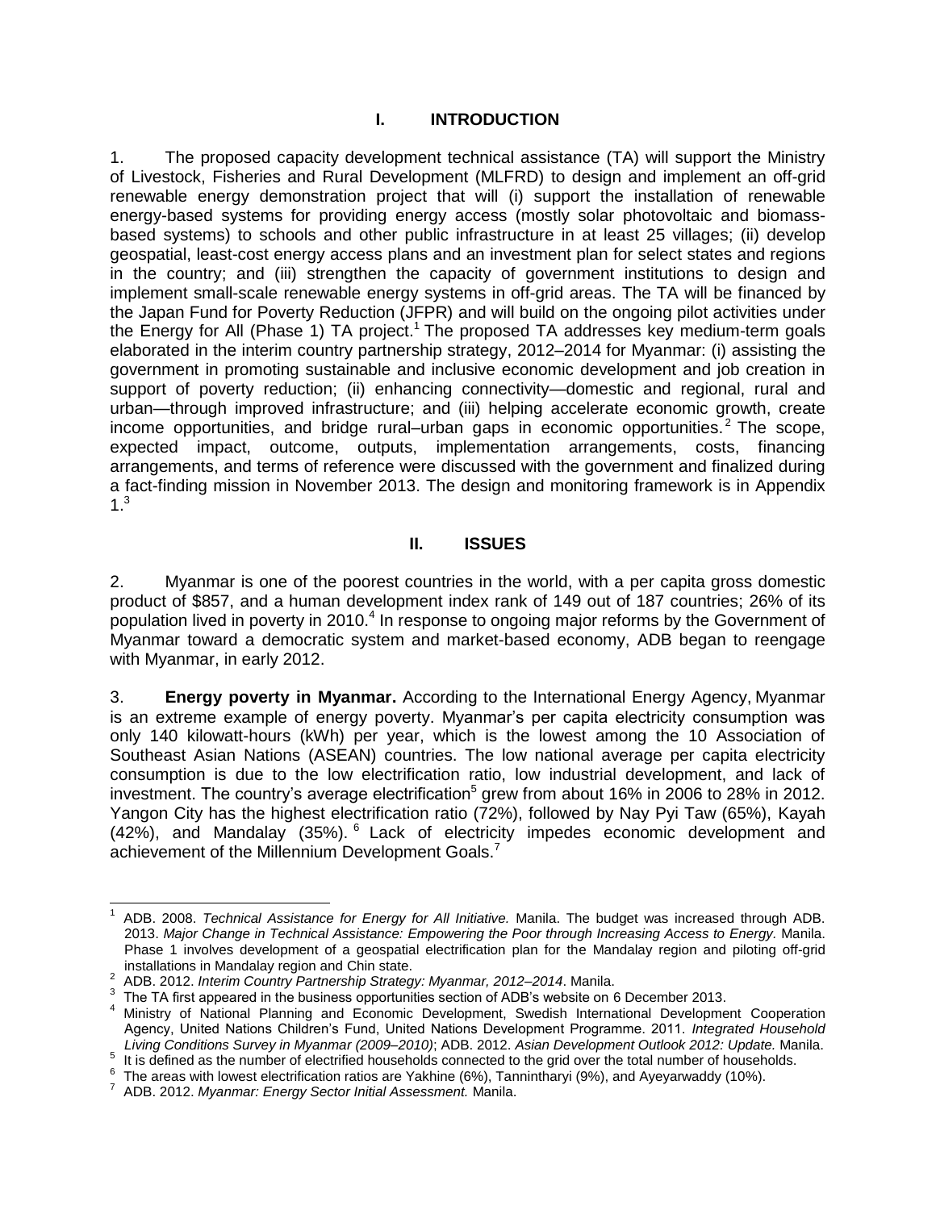# I. INTRODUCTION

1. The proposed capacity development technical assistance (TA) will support the Ministry of Livestock, Fisheries and Rural Development (MLFRD) to design and implement an off-grid renewable energy demonstration project that will (i) support the installation of renewable energy-based systems for providing energy access (mostly solar photovoltaic and biomass-based systems) to schools and other public infrastructure in at least 25 villages; (ii) develop geospatial, least-cost energy access plans and an investment plan for select states and regions in the country; and (iii) strengthen the capacity of government institutions to design and implement small-scale renewable energy systems in off-grid areas. The TA will be financed by the Japan Fund for Poverty Reduction (JFPR) and will build on the ongoing pilot activities under the Energy for All (Phase 1) TA project.[1] The proposed TA addresses key medium-term goals elaborated in the interim country partnership strategy, 2012–2014 for Myanmar: (i) assisting the government in promoting sustainable and inclusive economic development and job creation in support of poverty reduction; (ii) enhancing connectivity—domestic and regional, rural and urban—through improved infrastructure; and (iii) helping accelerate economic growth, create income opportunities, and bridge rural–urban gaps in economic opportunities.[2] The scope, expected impact, outcome, outputs, implementation arrangements, costs, financing arrangements, and terms of reference were discussed with the government and finalized during a fact-finding mission in November 2013. The design and monitoring framework is in Appendix 1.[3]

# II. ISSUES

2. Myanmar is one of the poorest countries in the world, with a per capita gross domestic product of $857, and a human development index rank of 149 out of 187 countries; 26% of its population lived in poverty in 2010.[4] In response to ongoing major reforms by the Government of Myanmar toward a democratic system and market-based economy, ADB began to reengage with Myanmar, in early 2012.

3. **Energy poverty in Myanmar.** According to the International Energy Agency, Myanmar is an extreme example of energy poverty. Myanmar's per capita electricity consumption was only 140 kilowatt-hours (kWh) per year, which is the lowest among the 10 Association of Southeast Asian Nations (ASEAN) countries. The low national average per capita electricity consumption is due to the low electrification ratio, low industrial development, and lack of investment. The country's average electrification[5] grew from about 16% in 2006 to 28% in 2012. Yangon City has the highest electrification ratio (72%), followed by Nay Pyi Taw (65%), Kayah (42%), and Mandalay (35%).[6] Lack of electricity impedes economic development and achievement of the Millennium Development Goals.[7]

---

[1] ADB. 2008. *Technical Assistance for Energy for All Initiative.* Manila. The budget was increased through ADB. 2013. *Major Change in Technical Assistance: Empowering the Poor through Increasing Access to Energy.* Manila. Phase 1 involves development of a geospatial electrification plan for the Mandalay region and piloting off-grid installations in Mandalay region and Chin state.

[2] ADB. 2012. *Interim Country Partnership Strategy: Myanmar, 2012–2014*. Manila.

[3] The TA first appeared in the business opportunities section of ADB's website on 6 December 2013.

[4] Ministry of National Planning and Economic Development, Swedish International Development Cooperation Agency, United Nations Children's Fund, United Nations Development Programme. 2011. *Integrated Household Living Conditions Survey in Myanmar (2009–2010)*; ADB. 2012. *Asian Development Outlook 2012: Update.* Manila.

[5] It is defined as the number of electrified households connected to the grid over the total number of households.

[6] The areas with lowest electrification ratios are Yakhine (6%), Tannintharyi (9%), and Ayeyarwaddy (10%).

[7] ADB. 2012. *Myanmar: Energy Sector Initial Assessment.* Manila.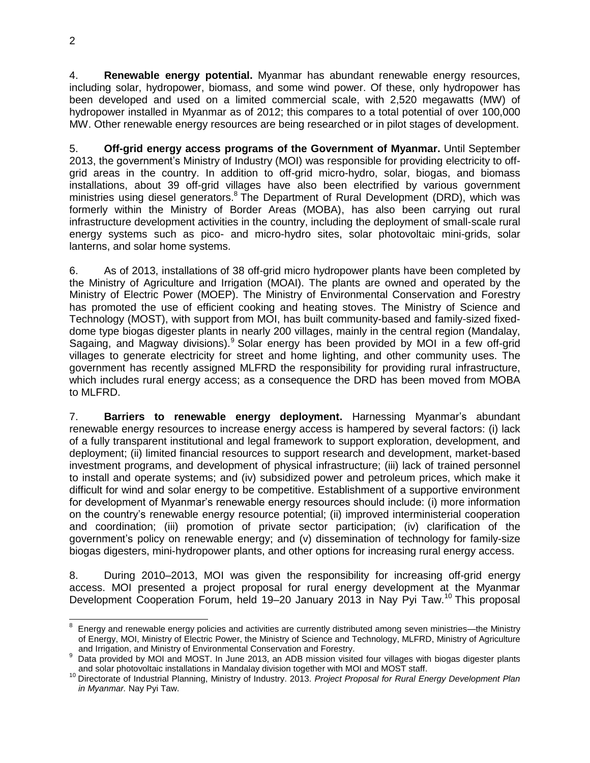4. **Renewable energy potential.** Myanmar has abundant renewable energy resources, including solar, hydropower, biomass, and some wind power. Of these, only hydropower has been developed and used on a limited commercial scale, with 2,520 megawatts (MW) of hydropower installed in Myanmar as of 2012; this compares to a total potential of over 100,000 MW. Other renewable energy resources are being researched or in pilot stages of development.

5. **Off-grid energy access programs of the Government of Myanmar.** Until September 2013, the government's Ministry of Industry (MOI) was responsible for providing electricity to off-grid areas in the country. In addition to off-grid micro-hydro, solar, biogas, and biomass installations, about 39 off-grid villages have also been electrified by various government ministries using diesel generators.[8] The Department of Rural Development (DRD), which was formerly within the Ministry of Border Areas (MOBA), has also been carrying out rural infrastructure development activities in the country, including the deployment of small-scale rural energy systems such as pico- and micro-hydro sites, solar photovoltaic mini-grids, solar lanterns, and solar home systems.

6. As of 2013, installations of 38 off-grid micro hydropower plants have been completed by the Ministry of Agriculture and Irrigation (MOAI). The plants are owned and operated by the Ministry of Electric Power (MOEP). The Ministry of Environmental Conservation and Forestry has promoted the use of efficient cooking and heating stoves. The Ministry of Science and Technology (MOST), with support from MOI, has built community-based and family-sized fixed-dome type biogas digester plants in nearly 200 villages, mainly in the central region (Mandalay, Sagaing, and Magway divisions).[9] Solar energy has been provided by MOI in a few off-grid villages to generate electricity for street and home lighting, and other community uses. The government has recently assigned MLFRD the responsibility for providing rural infrastructure, which includes rural energy access; as a consequence the DRD has been moved from MOBA to MLFRD.

7. **Barriers to renewable energy deployment.** Harnessing Myanmar's abundant renewable energy resources to increase energy access is hampered by several factors: (i) lack of a fully transparent institutional and legal framework to support exploration, development, and deployment; (ii) limited financial resources to support research and development, market-based investment programs, and development of physical infrastructure; (iii) lack of trained personnel to install and operate systems; and (iv) subsidized power and petroleum prices, which make it difficult for wind and solar energy to be competitive. Establishment of a supportive environment for development of Myanmar's renewable energy resources should include: (i) more information on the country's renewable energy resource potential; (ii) improved interministerial cooperation and coordination; (iii) promotion of private sector participation; (iv) clarification of the government's policy on renewable energy; and (v) dissemination of technology for family-size biogas digesters, mini-hydropower plants, and other options for increasing rural energy access.

8. During 2010–2013, MOI was given the responsibility for increasing off-grid energy access. MOI presented a project proposal for rural energy development at the Myanmar Development Cooperation Forum, held 19–20 January 2013 in Nay Pyi Taw.[10] This proposal

---

[8] Energy and renewable energy policies and activities are currently distributed among seven ministries—the Ministry of Energy, MOI, Ministry of Electric Power, the Ministry of Science and Technology, MLFRD, Ministry of Agriculture and Irrigation, and Ministry of Environmental Conservation and Forestry.

[9] Data provided by MOI and MOST. In June 2013, an ADB mission visited four villages with biogas digester plants and solar photovoltaic installations in Mandalay division together with MOI and MOST staff.

[10] Directorate of Industrial Planning, Ministry of Industry. 2013. *Project Proposal for Rural Energy Development Plan in Myanmar.* Nay Pyi Taw.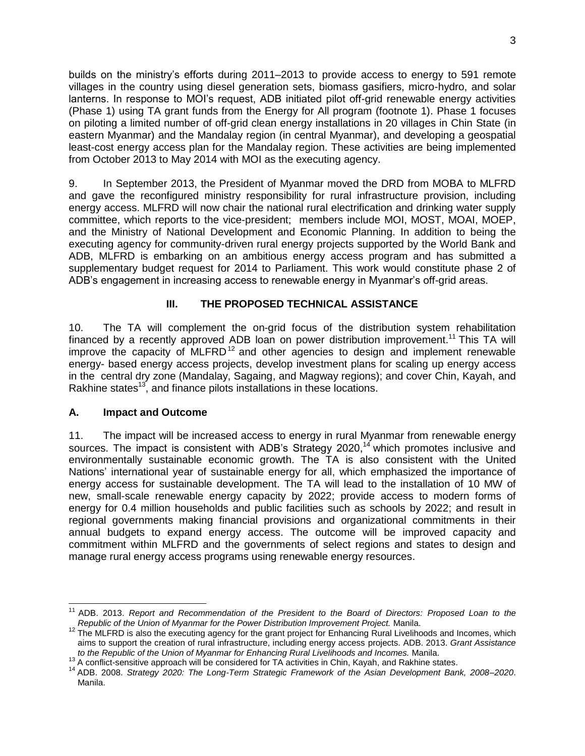builds on the ministry's efforts during 2011–2013 to provide access to energy to 591 remote villages in the country using diesel generation sets, biomass gasifiers, micro-hydro, and solar lanterns. In response to MOI's request, ADB initiated pilot off-grid renewable energy activities (Phase 1) using TA grant funds from the Energy for All program (footnote 1). Phase 1 focuses on piloting a limited number of off-grid clean energy installations in 20 villages in Chin State (in eastern Myanmar) and the Mandalay region (in central Myanmar), and developing a geospatial least-cost energy access plan for the Mandalay region. These activities are being implemented from October 2013 to May 2014 with MOI as the executing agency.

9. In September 2013, the President of Myanmar moved the DRD from MOBA to MLFRD and gave the reconfigured ministry responsibility for rural infrastructure provision, including energy access. MLFRD will now chair the national rural electrification and drinking water supply committee, which reports to the vice-president; members include MOI, MOST, MOAI, MOEP, and the Ministry of National Development and Economic Planning. In addition to being the executing agency for community-driven rural energy projects supported by the World Bank and ADB, MLFRD is embarking on an ambitious energy access program and has submitted a supplementary budget request for 2014 to Parliament. This work would constitute phase 2 of ADB's engagement in increasing access to renewable energy in Myanmar's off-grid areas.

## III. THE PROPOSED TECHNICAL ASSISTANCE

10. The TA will complement the on-grid focus of the distribution system rehabilitation financed by a recently approved ADB loan on power distribution improvement.[11] This TA will improve the capacity of MLFRD[12] and other agencies to design and implement renewable energy- based energy access projects, develop investment plans for scaling up energy access in the central dry zone (Mandalay, Sagaing, and Magway regions); and cover Chin, Kayah, and Rakhine states[13], and finance pilots installations in these locations.

### A. Impact and Outcome

11. The impact will be increased access to energy in rural Myanmar from renewable energy sources. The impact is consistent with ADB's Strategy 2020,[14] which promotes inclusive and environmentally sustainable economic growth. The TA is also consistent with the United Nations' international year of sustainable energy for all, which emphasized the importance of energy access for sustainable development. The TA will lead to the installation of 10 MW of new, small-scale renewable energy capacity by 2022; provide access to modern forms of energy for 0.4 million households and public facilities such as schools by 2022; and result in regional governments making financial provisions and organizational commitments in their annual budgets to expand energy access. The outcome will be improved capacity and commitment within MLFRD and the governments of select regions and states to design and manage rural energy access programs using renewable energy resources.

---

[11] ADB. 2013. *Report and Recommendation of the President to the Board of Directors: Proposed Loan to the Republic of the Union of Myanmar for the Power Distribution Improvement Project.* Manila.

[12] The MLFRD is also the executing agency for the grant project for Enhancing Rural Livelihoods and Incomes, which aims to support the creation of rural infrastructure, including energy access projects. ADB. 2013. *Grant Assistance to the Republic of the Union of Myanmar for Enhancing Rural Livelihoods and Incomes.* Manila.

[13] A conflict-sensitive approach will be considered for TA activities in Chin, Kayah, and Rakhine states.

[14] ADB. 2008. *Strategy 2020: The Long-Term Strategic Framework of the Asian Development Bank, 2008–2020*. Manila.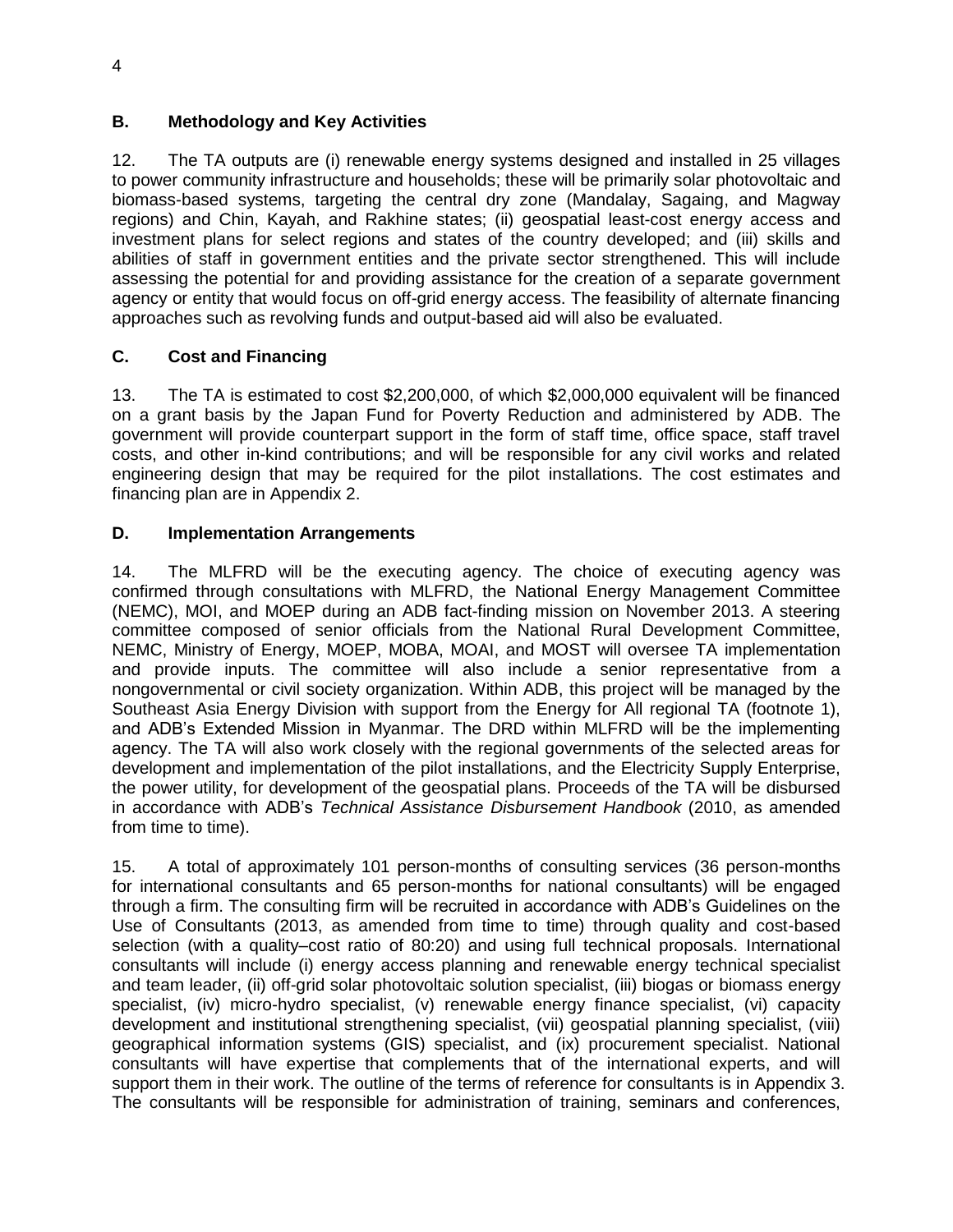## B. Methodology and Key Activities

12. The TA outputs are (i) renewable energy systems designed and installed in 25 villages to power community infrastructure and households; these will be primarily solar photovoltaic and biomass-based systems, targeting the central dry zone (Mandalay, Sagaing, and Magway regions) and Chin, Kayah, and Rakhine states; (ii) geospatial least-cost energy access and investment plans for select regions and states of the country developed; and (iii) skills and abilities of staff in government entities and the private sector strengthened. This will include assessing the potential for and providing assistance for the creation of a separate government agency or entity that would focus on off-grid energy access. The feasibility of alternate financing approaches such as revolving funds and output-based aid will also be evaluated.

## C. Cost and Financing

13. The TA is estimated to cost $2,200,000, of which $2,000,000 equivalent will be financed on a grant basis by the Japan Fund for Poverty Reduction and administered by ADB. The government will provide counterpart support in the form of staff time, office space, staff travel costs, and other in-kind contributions; and will be responsible for any civil works and related engineering design that may be required for the pilot installations. The cost estimates and financing plan are in Appendix 2.

## D. Implementation Arrangements

14. The MLFRD will be the executing agency. The choice of executing agency was confirmed through consultations with MLFRD, the National Energy Management Committee (NEMC), MOI, and MOEP during an ADB fact-finding mission on November 2013. A steering committee composed of senior officials from the National Rural Development Committee, NEMC, Ministry of Energy, MOEP, MOBA, MOAI, and MOST will oversee TA implementation and provide inputs. The committee will also include a senior representative from a nongovernmental or civil society organization. Within ADB, this project will be managed by the Southeast Asia Energy Division with support from the Energy for All regional TA (footnote 1), and ADB's Extended Mission in Myanmar. The DRD within MLFRD will be the implementing agency. The TA will also work closely with the regional governments of the selected areas for development and implementation of the pilot installations, and the Electricity Supply Enterprise, the power utility, for development of the geospatial plans. Proceeds of the TA will be disbursed in accordance with ADB's *Technical Assistance Disbursement Handbook* (2010, as amended from time to time).

15. A total of approximately 101 person-months of consulting services (36 person-months for international consultants and 65 person-months for national consultants) will be engaged through a firm. The consulting firm will be recruited in accordance with ADB's Guidelines on the Use of Consultants (2013, as amended from time to time) through quality and cost-based selection (with a quality–cost ratio of 80:20) and using full technical proposals. International consultants will include (i) energy access planning and renewable energy technical specialist and team leader, (ii) off-grid solar photovoltaic solution specialist, (iii) biogas or biomass energy specialist, (iv) micro-hydro specialist, (v) renewable energy finance specialist, (vi) capacity development and institutional strengthening specialist, (vii) geospatial planning specialist, (viii) geographical information systems (GIS) specialist, and (ix) procurement specialist. National consultants will have expertise that complements that of the international experts, and will support them in their work. The outline of the terms of reference for consultants is in Appendix 3. The consultants will be responsible for administration of training, seminars and conferences,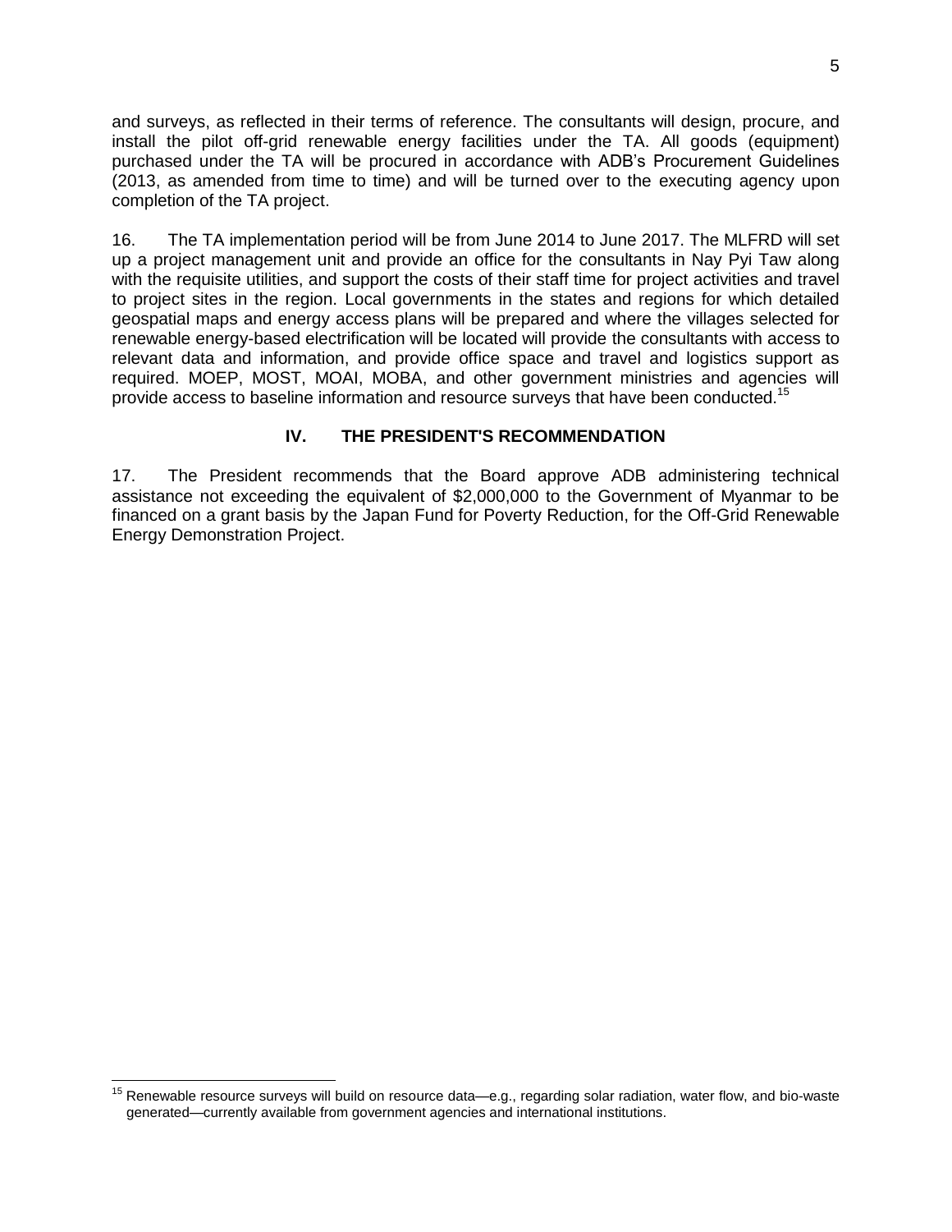and surveys, as reflected in their terms of reference. The consultants will design, procure, and install the pilot off-grid renewable energy facilities under the TA. All goods (equipment) purchased under the TA will be procured in accordance with ADB's Procurement Guidelines (2013, as amended from time to time) and will be turned over to the executing agency upon completion of the TA project.

16. The TA implementation period will be from June 2014 to June 2017. The MLFRD will set up a project management unit and provide an office for the consultants in Nay Pyi Taw along with the requisite utilities, and support the costs of their staff time for project activities and travel to project sites in the region. Local governments in the states and regions for which detailed geospatial maps and energy access plans will be prepared and where the villages selected for renewable energy-based electrification will be located will provide the consultants with access to relevant data and information, and provide office space and travel and logistics support as required. MOEP, MOST, MOAI, MOBA, and other government ministries and agencies will provide access to baseline information and resource surveys that have been conducted.[15]

## IV. THE PRESIDENT'S RECOMMENDATION

17. The President recommends that the Board approve ADB administering technical assistance not exceeding the equivalent of $2,000,000 to the Government of Myanmar to be financed on a grant basis by the Japan Fund for Poverty Reduction, for the Off-Grid Renewable Energy Demonstration Project.

---

[15] Renewable resource surveys will build on resource data—e.g., regarding solar radiation, water flow, and bio-waste generated—currently available from government agencies and international institutions.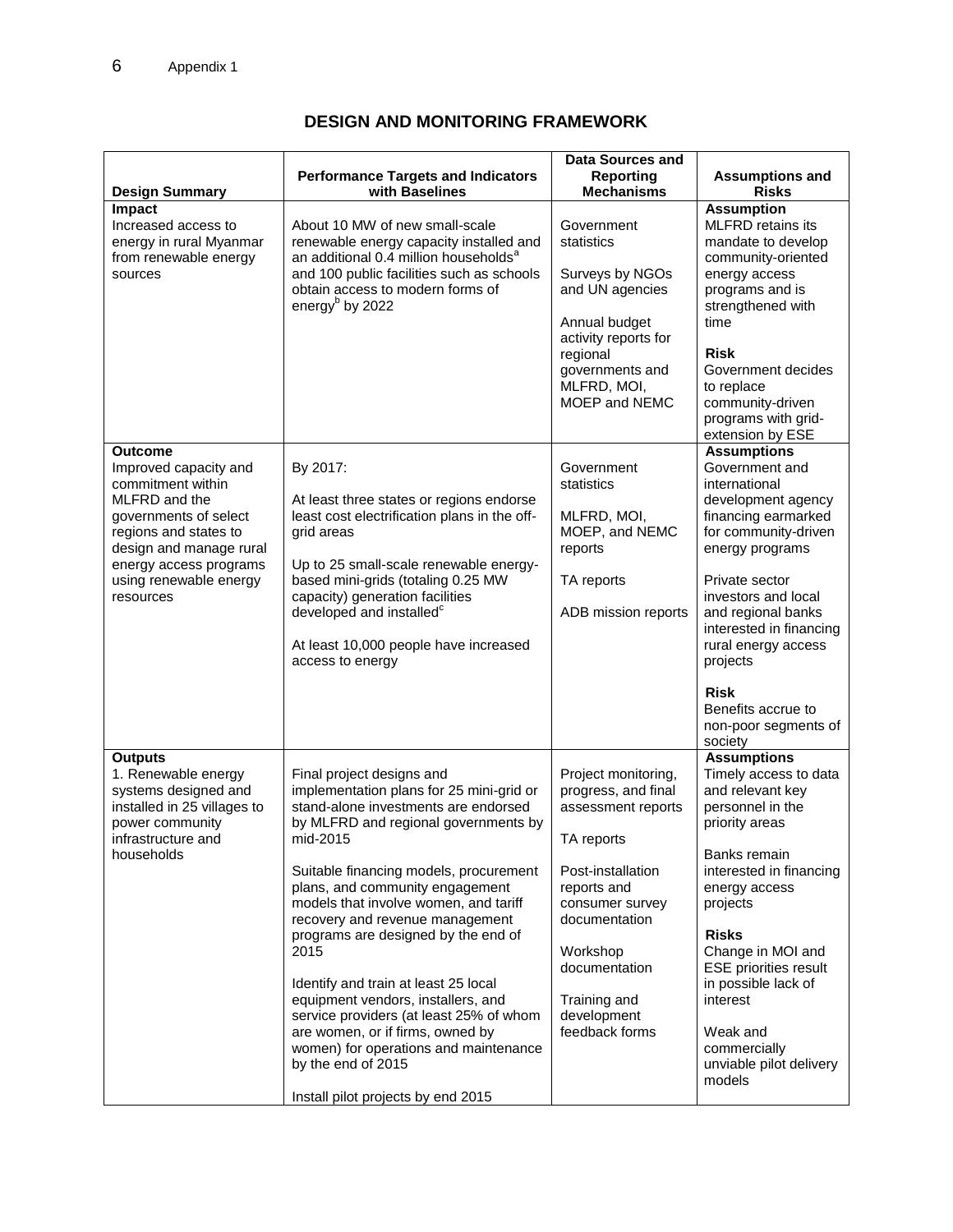## DESIGN AND MONITORING FRAMEWORK

| Design Summary | Performance Targets and Indicators with Baselines | Data Sources and Reporting Mechanisms | Assumptions and Risks |
|---|---|---|---|
| **Impact**<br>Increased access to energy in rural Myanmar from renewable energy sources | About 10 MW of new small-scale renewable energy capacity installed and an additional 0.4 million households[a] and 100 public facilities such as schools obtain access to modern forms of energy[b] by 2022 | Government statistics<br><br>Surveys by NGOs and UN agencies<br><br>Annual budget activity reports for regional governments and MLFRD, MOI, MOEP and NEMC | **Assumption**<br>MLFRD retains its mandate to develop community-oriented energy access programs and is strengthened with time<br><br>**Risk**<br>Government decides to replace community-driven programs with grid-extension by ESE |
| **Outcome**<br>Improved capacity and commitment within MLFRD and the governments of select regions and states to design and manage rural energy access programs using renewable energy resources | By 2017:<br><br>At least three states or regions endorse least cost electrification plans in the off-grid areas<br><br>Up to 25 small-scale renewable energy-based mini-grids (totaling 0.25 MW capacity) generation facilities developed and installed[c]<br><br>At least 10,000 people have increased access to energy | Government statistics<br><br>MLFRD, MOI, MOEP, and NEMC reports<br><br>TA reports<br><br>ADB mission reports | **Assumptions**<br>Government and international development agency financing earmarked for community-driven energy programs<br><br>Private sector investors and local and regional banks interested in financing rural energy access projects<br><br>**Risk**<br>Benefits accrue to non-poor segments of society |
| **Outputs**<br>1. Renewable energy systems designed and installed in 25 villages to power community infrastructure and households | Final project designs and implementation plans for 25 mini-grid or stand-alone investments are endorsed by MLFRD and regional governments by mid-2015<br><br>Suitable financing models, procurement plans, and community engagement models that involve women, and tariff recovery and revenue management programs are designed by the end of 2015<br><br>Identify and train at least 25 local equipment vendors, installers, and service providers (at least 25% of whom are women, or if firms, owned by women) for operations and maintenance by the end of 2015<br><br>Install pilot projects by end 2015 | Project monitoring, progress, and final assessment reports<br><br>TA reports<br><br>Post-installation reports and consumer survey documentation<br><br>Workshop documentation<br><br>Training and development feedback forms | **Assumptions**<br>Timely access to data and relevant key personnel in the priority areas<br><br>Banks remain interested in financing energy access projects<br><br>**Risks**<br>Change in MOI and ESE priorities result in possible lack of interest<br><br>Weak and commercially unviable pilot delivery models |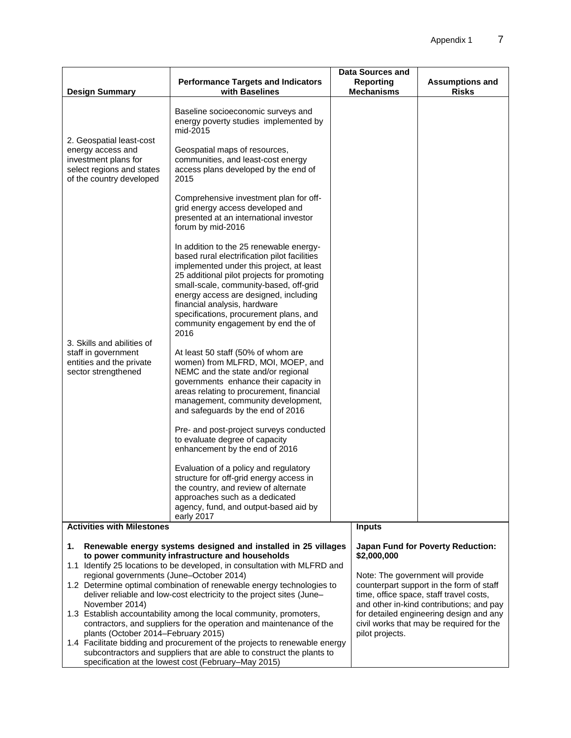| Design Summary | Performance Targets and Indicators with Baselines | Data Sources and Reporting Mechanisms | Assumptions and Risks |
|---|---|---|---|
| | Baseline socioeconomic surveys and energy poverty studies implemented by mid-2015 | | |
| 2. Geospatial least-cost energy access and investment plans for select regions and states of the country developed | Geospatial maps of resources, communities, and least-cost energy access plans developed by the end of 2015 | | |
| | Comprehensive investment plan for off-grid energy access developed and presented at an international investor forum by mid-2016 | | |
| | In addition to the 25 renewable energy-based rural electrification pilot facilities implemented under this project, at least 25 additional pilot projects for promoting small-scale, community-based, off-grid energy access are designed, including financial analysis, hardware specifications, procurement plans, and community engagement by end the of 2016 | | |
| 3. Skills and abilities of staff in government entities and the private sector strengthened | At least 50 staff (50% of whom are women) from MLFRD, MOI, MOEP, and NEMC and the state and/or regional governments enhance their capacity in areas relating to procurement, financial management, community development, and safeguards by the end of 2016 | | |
| | Pre- and post-project surveys conducted to evaluate degree of capacity enhancement by the end of 2016 | | |
| | Evaluation of a policy and regulatory structure for off-grid energy access in the country, and review of alternate approaches such as a dedicated agency, fund, and output-based aid by early 2017 | | |

| Activities with Milestones | Inputs |
|---|---|
| **1. Renewable energy systems designed and installed in 25 villages to power community infrastructure and households**<br>1.1 Identify 25 locations to be developed, in consultation with MLFRD and regional governments (June–October 2014)<br>1.2 Determine optimal combination of renewable energy technologies to deliver reliable and low-cost electricity to the project sites (June–November 2014)<br>1.3 Establish accountability among the local community, promoters, contractors, and suppliers for the operation and maintenance of the plants (October 2014–February 2015)<br>1.4 Facilitate bidding and procurement of the projects to renewable energy subcontractors and suppliers that are able to construct the plants to specification at the lowest cost (February–May 2015) | **Japan Fund for Poverty Reduction: $2,000,000**<br><br>Note: The government will provide counterpart support in the form of staff time, office space, staff travel costs, and other in-kind contributions; and pay for detailed engineering design and any civil works that may be required for the pilot projects. |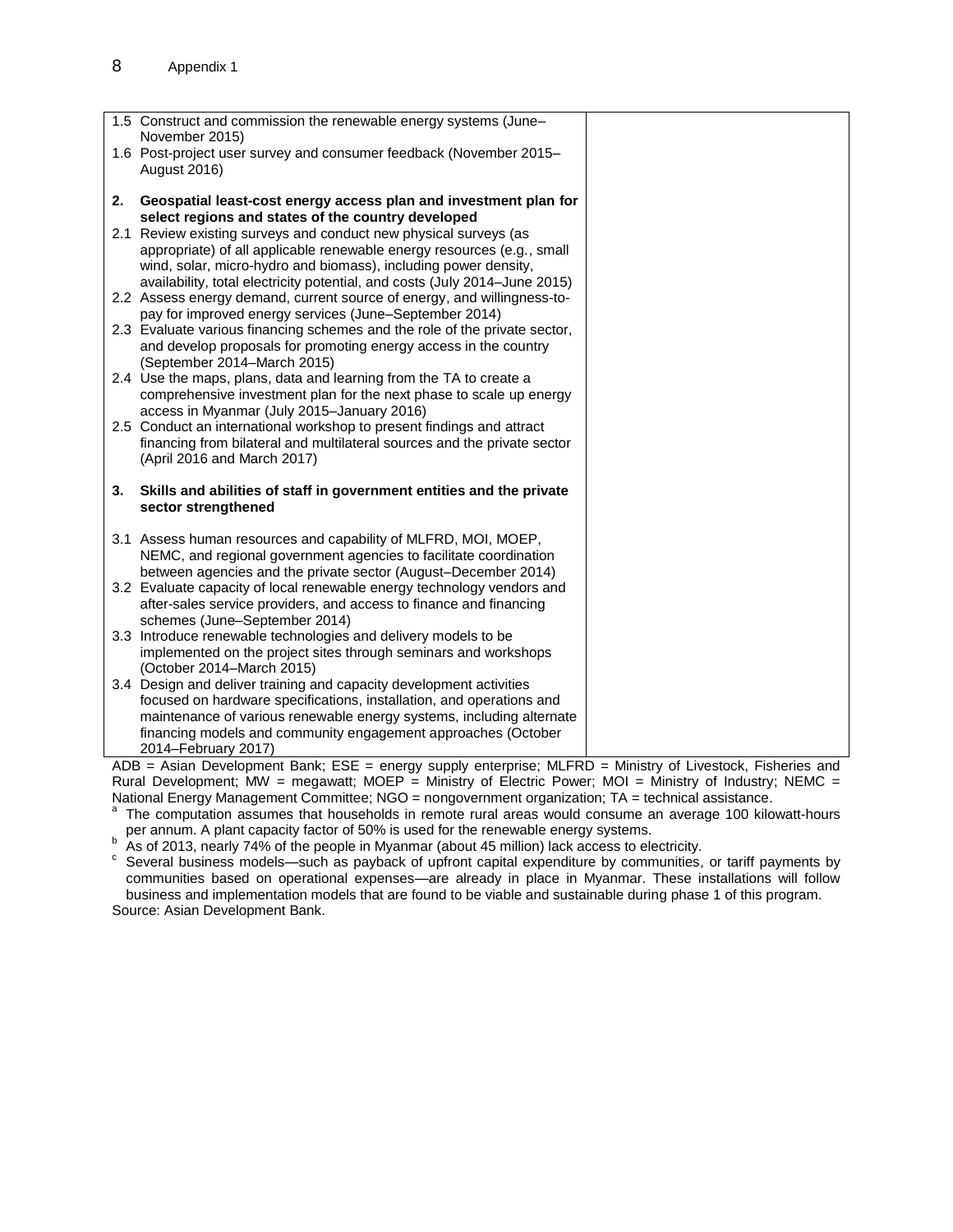| | |
|---|---|
| 1.5 Construct and commission the renewable energy systems (June–November 2015)<br>1.6 Post-project user survey and consumer feedback (November 2015–August 2016)<br><br>**2. Geospatial least-cost energy access plan and investment plan for select regions and states of the country developed**<br>2.1 Review existing surveys and conduct new physical surveys (as appropriate) of all applicable renewable energy resources (e.g., small wind, solar, micro-hydro and biomass), including power density, availability, total electricity potential, and costs (July 2014–June 2015)<br>2.2 Assess energy demand, current source of energy, and willingness-to-pay for improved energy services (June–September 2014)<br>2.3 Evaluate various financing schemes and the role of the private sector, and develop proposals for promoting energy access in the country (September 2014–March 2015)<br>2.4 Use the maps, plans, data and learning from the TA to create a comprehensive investment plan for the next phase to scale up energy access in Myanmar (July 2015–January 2016)<br>2.5 Conduct an international workshop to present findings and attract financing from bilateral and multilateral sources and the private sector (April 2016 and March 2017)<br><br>**3. Skills and abilities of staff in government entities and the private sector strengthened**<br><br>3.1 Assess human resources and capability of MLFRD, MOI, MOEP, NEMC, and regional government agencies to facilitate coordination between agencies and the private sector (August–December 2014)<br>3.2 Evaluate capacity of local renewable energy technology vendors and after-sales service providers, and access to finance and financing schemes (June–September 2014)<br>3.3 Introduce renewable technologies and delivery models to be implemented on the project sites through seminars and workshops (October 2014–March 2015)<br>3.4 Design and deliver training and capacity development activities focused on hardware specifications, installation, and operations and maintenance of various renewable energy systems, including alternate financing models and community engagement approaches (October 2014–February 2017) | |

ADB = Asian Development Bank; ESE = energy supply enterprise; MLFRD = Ministry of Livestock, Fisheries and Rural Development; MW = megawatt; MOEP = Ministry of Electric Power; MOI = Ministry of Industry; NEMC = National Energy Management Committee; NGO = nongovernment organization; TA = technical assistance.

[a] The computation assumes that households in remote rural areas would consume an average 100 kilowatt-hours per annum. A plant capacity factor of 50% is used for the renewable energy systems.

[b] As of 2013, nearly 74% of the people in Myanmar (about 45 million) lack access to electricity.

[c] Several business models—such as payback of upfront capital expenditure by communities, or tariff payments by communities based on operational expenses—are already in place in Myanmar. These installations will follow business and implementation models that are found to be viable and sustainable during phase 1 of this program.

Source: Asian Development Bank.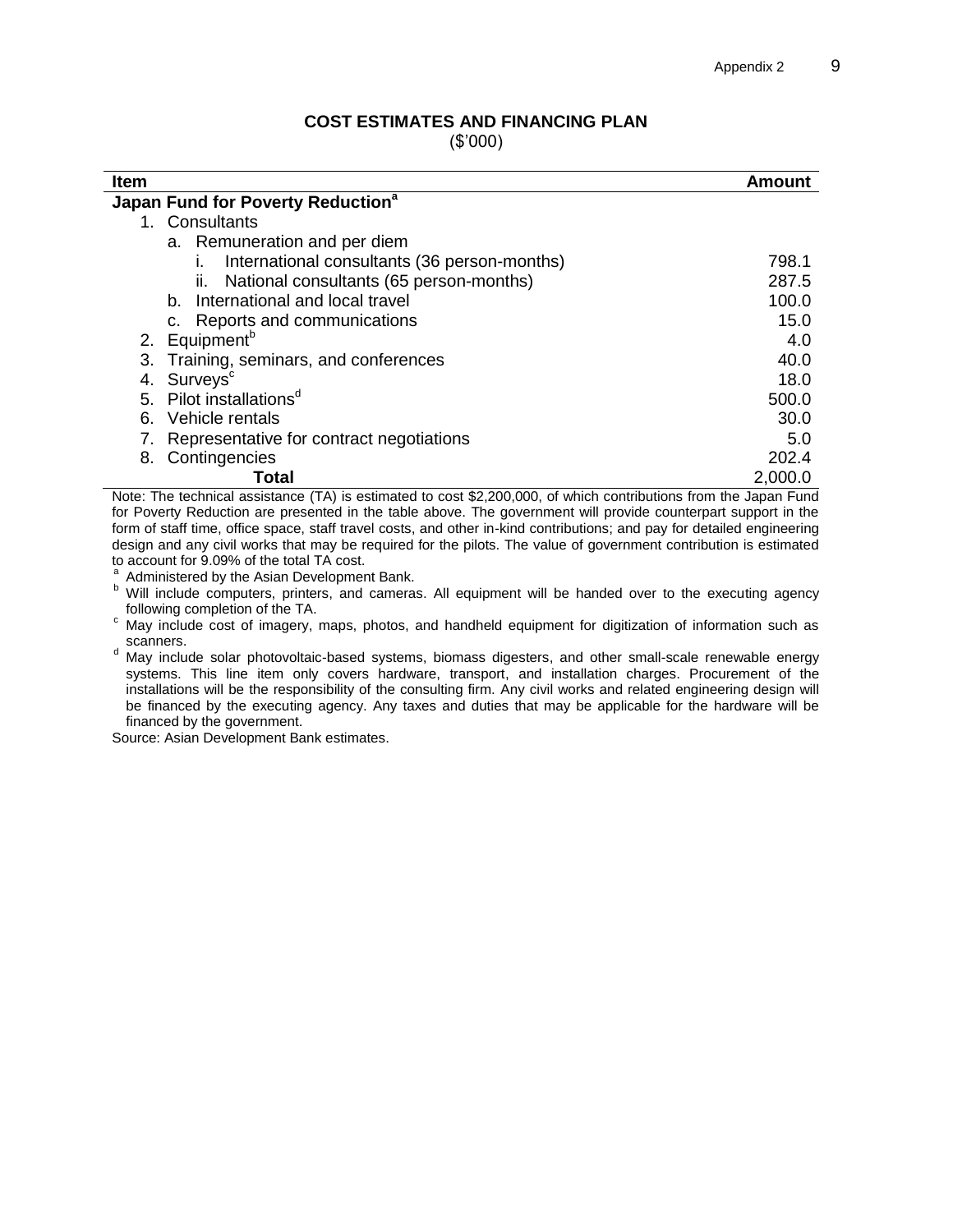## COST ESTIMATES AND FINANCING PLAN

($'000)

| Item | Amount |
|---|---|
| **Japan Fund for Poverty Reduction**[a] | |
| 1. Consultants | |
| a. Remuneration and per diem | |
| i. International consultants (36 person-months) | 798.1 |
| ii. National consultants (65 person-months) | 287.5 |
| b. International and local travel | 100.0 |
| c. Reports and communications | 15.0 |
| 2. Equipment[b] | 4.0 |
| 3. Training, seminars, and conferences | 40.0 |
| 4. Surveys[c] | 18.0 |
| 5. Pilot installations[d] | 500.0 |
| 6. Vehicle rentals | 30.0 |
| 7. Representative for contract negotiations | 5.0 |
| 8. Contingencies | 202.4 |
| **Total** | 2,000.0 |

Note: The technical assistance (TA) is estimated to cost $2,200,000, of which contributions from the Japan Fund for Poverty Reduction are presented in the table above. The government will provide counterpart support in the form of staff time, office space, staff travel costs, and other in-kind contributions; and pay for detailed engineering design and any civil works that may be required for the pilots. The value of government contribution is estimated to account for 9.09% of the total TA cost.

[a] Administered by the Asian Development Bank.

[b] Will include computers, printers, and cameras. All equipment will be handed over to the executing agency following completion of the TA.

[c] May include cost of imagery, maps, photos, and handheld equipment for digitization of information such as scanners.

[d] May include solar photovoltaic-based systems, biomass digesters, and other small-scale renewable energy systems. This line item only covers hardware, transport, and installation charges. Procurement of the installations will be the responsibility of the consulting firm. Any civil works and related engineering design will be financed by the executing agency. Any taxes and duties that may be applicable for the hardware will be financed by the government.

Source: Asian Development Bank estimates.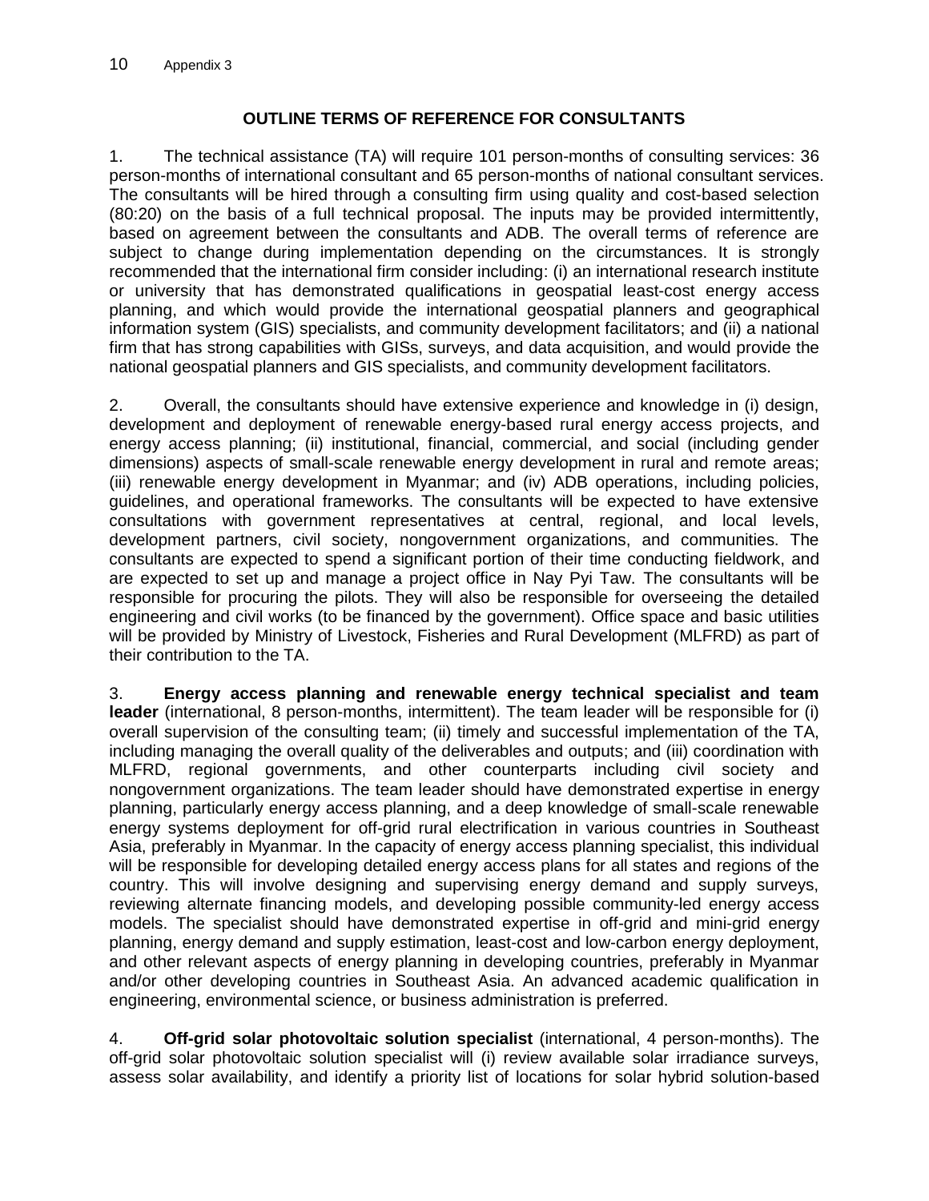## OUTLINE TERMS OF REFERENCE FOR CONSULTANTS

1. The technical assistance (TA) will require 101 person-months of consulting services: 36 person-months of international consultant and 65 person-months of national consultant services. The consultants will be hired through a consulting firm using quality and cost-based selection (80:20) on the basis of a full technical proposal. The inputs may be provided intermittently, based on agreement between the consultants and ADB. The overall terms of reference are subject to change during implementation depending on the circumstances. It is strongly recommended that the international firm consider including: (i) an international research institute or university that has demonstrated qualifications in geospatial least-cost energy access planning, and which would provide the international geospatial planners and geographical information system (GIS) specialists, and community development facilitators; and (ii) a national firm that has strong capabilities with GISs, surveys, and data acquisition, and would provide the national geospatial planners and GIS specialists, and community development facilitators.

2. Overall, the consultants should have extensive experience and knowledge in (i) design, development and deployment of renewable energy-based rural energy access projects, and energy access planning; (ii) institutional, financial, commercial, and social (including gender dimensions) aspects of small-scale renewable energy development in rural and remote areas; (iii) renewable energy development in Myanmar; and (iv) ADB operations, including policies, guidelines, and operational frameworks. The consultants will be expected to have extensive consultations with government representatives at central, regional, and local levels, development partners, civil society, nongovernment organizations, and communities. The consultants are expected to spend a significant portion of their time conducting fieldwork, and are expected to set up and manage a project office in Nay Pyi Taw. The consultants will be responsible for procuring the pilots. They will also be responsible for overseeing the detailed engineering and civil works (to be financed by the government). Office space and basic utilities will be provided by Ministry of Livestock, Fisheries and Rural Development (MLFRD) as part of their contribution to the TA.

3. **Energy access planning and renewable energy technical specialist and team leader** (international, 8 person-months, intermittent). The team leader will be responsible for (i) overall supervision of the consulting team; (ii) timely and successful implementation of the TA, including managing the overall quality of the deliverables and outputs; and (iii) coordination with MLFRD, regional governments, and other counterparts including civil society and nongovernment organizations. The team leader should have demonstrated expertise in energy planning, particularly energy access planning, and a deep knowledge of small-scale renewable energy systems deployment for off-grid rural electrification in various countries in Southeast Asia, preferably in Myanmar. In the capacity of energy access planning specialist, this individual will be responsible for developing detailed energy access plans for all states and regions of the country. This will involve designing and supervising energy demand and supply surveys, reviewing alternate financing models, and developing possible community-led energy access models. The specialist should have demonstrated expertise in off-grid and mini-grid energy planning, energy demand and supply estimation, least-cost and low-carbon energy deployment, and other relevant aspects of energy planning in developing countries, preferably in Myanmar and/or other developing countries in Southeast Asia. An advanced academic qualification in engineering, environmental science, or business administration is preferred.

4. **Off-grid solar photovoltaic solution specialist** (international, 4 person-months). The off-grid solar photovoltaic solution specialist will (i) review available solar irradiance surveys, assess solar availability, and identify a priority list of locations for solar hybrid solution-based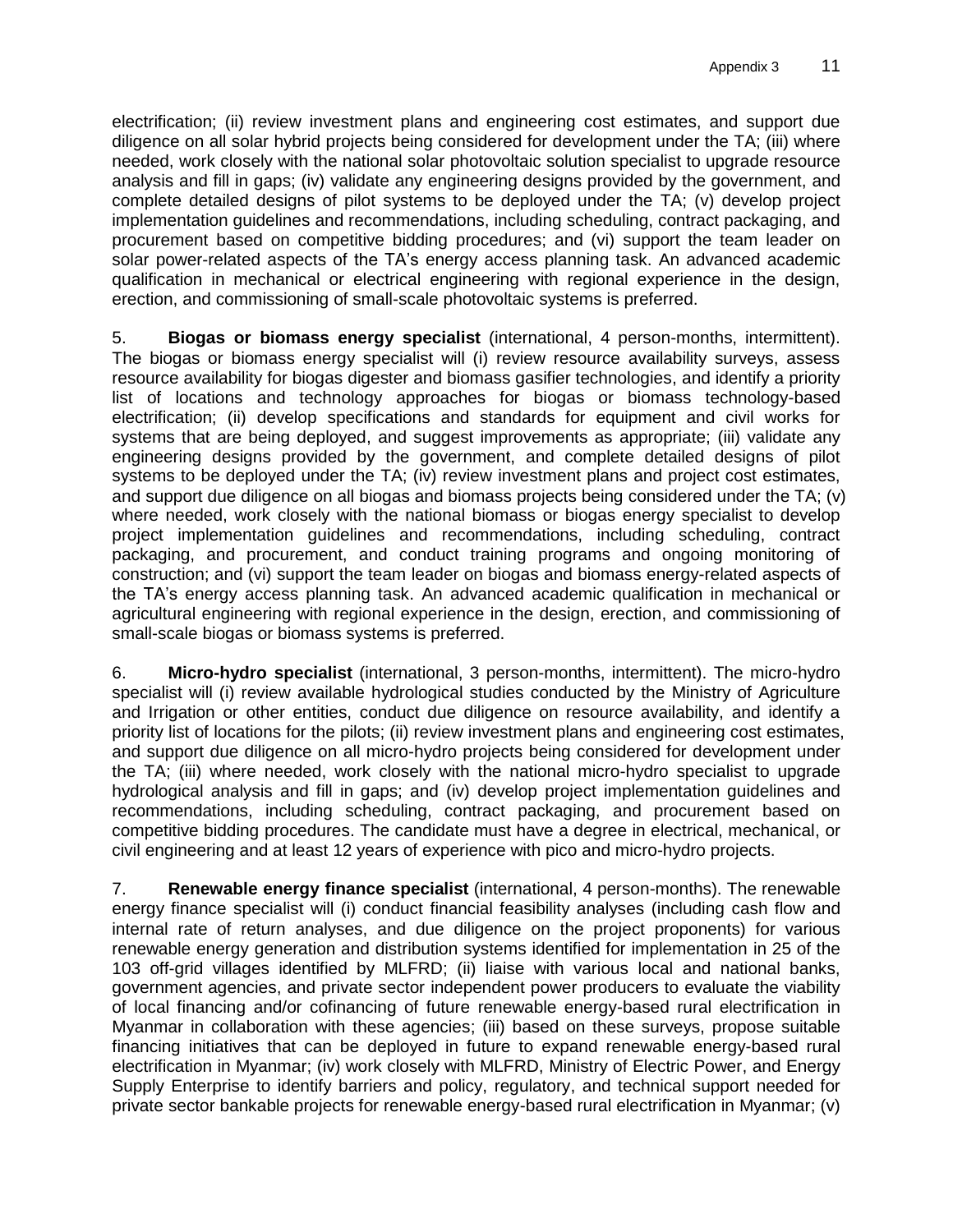electrification; (ii) review investment plans and engineering cost estimates, and support due diligence on all solar hybrid projects being considered for development under the TA; (iii) where needed, work closely with the national solar photovoltaic solution specialist to upgrade resource analysis and fill in gaps; (iv) validate any engineering designs provided by the government, and complete detailed designs of pilot systems to be deployed under the TA; (v) develop project implementation guidelines and recommendations, including scheduling, contract packaging, and procurement based on competitive bidding procedures; and (vi) support the team leader on solar power-related aspects of the TA's energy access planning task. An advanced academic qualification in mechanical or electrical engineering with regional experience in the design, erection, and commissioning of small-scale photovoltaic systems is preferred.

5. **Biogas or biomass energy specialist** (international, 4 person-months, intermittent). The biogas or biomass energy specialist will (i) review resource availability surveys, assess resource availability for biogas digester and biomass gasifier technologies, and identify a priority list of locations and technology approaches for biogas or biomass technology-based electrification; (ii) develop specifications and standards for equipment and civil works for systems that are being deployed, and suggest improvements as appropriate; (iii) validate any engineering designs provided by the government, and complete detailed designs of pilot systems to be deployed under the TA; (iv) review investment plans and project cost estimates, and support due diligence on all biogas and biomass projects being considered under the TA; (v) where needed, work closely with the national biomass or biogas energy specialist to develop project implementation guidelines and recommendations, including scheduling, contract packaging, and procurement, and conduct training programs and ongoing monitoring of construction; and (vi) support the team leader on biogas and biomass energy-related aspects of the TA's energy access planning task. An advanced academic qualification in mechanical or agricultural engineering with regional experience in the design, erection, and commissioning of small-scale biogas or biomass systems is preferred.

6. **Micro-hydro specialist** (international, 3 person-months, intermittent). The micro-hydro specialist will (i) review available hydrological studies conducted by the Ministry of Agriculture and Irrigation or other entities, conduct due diligence on resource availability, and identify a priority list of locations for the pilots; (ii) review investment plans and engineering cost estimates, and support due diligence on all micro-hydro projects being considered for development under the TA; (iii) where needed, work closely with the national micro-hydro specialist to upgrade hydrological analysis and fill in gaps; and (iv) develop project implementation guidelines and recommendations, including scheduling, contract packaging, and procurement based on competitive bidding procedures. The candidate must have a degree in electrical, mechanical, or civil engineering and at least 12 years of experience with pico and micro-hydro projects.

7. **Renewable energy finance specialist** (international, 4 person-months). The renewable energy finance specialist will (i) conduct financial feasibility analyses (including cash flow and internal rate of return analyses, and due diligence on the project proponents) for various renewable energy generation and distribution systems identified for implementation in 25 of the 103 off-grid villages identified by MLFRD; (ii) liaise with various local and national banks, government agencies, and private sector independent power producers to evaluate the viability of local financing and/or cofinancing of future renewable energy-based rural electrification in Myanmar in collaboration with these agencies; (iii) based on these surveys, propose suitable financing initiatives that can be deployed in future to expand renewable energy-based rural electrification in Myanmar; (iv) work closely with MLFRD, Ministry of Electric Power, and Energy Supply Enterprise to identify barriers and policy, regulatory, and technical support needed for private sector bankable projects for renewable energy-based rural electrification in Myanmar; (v)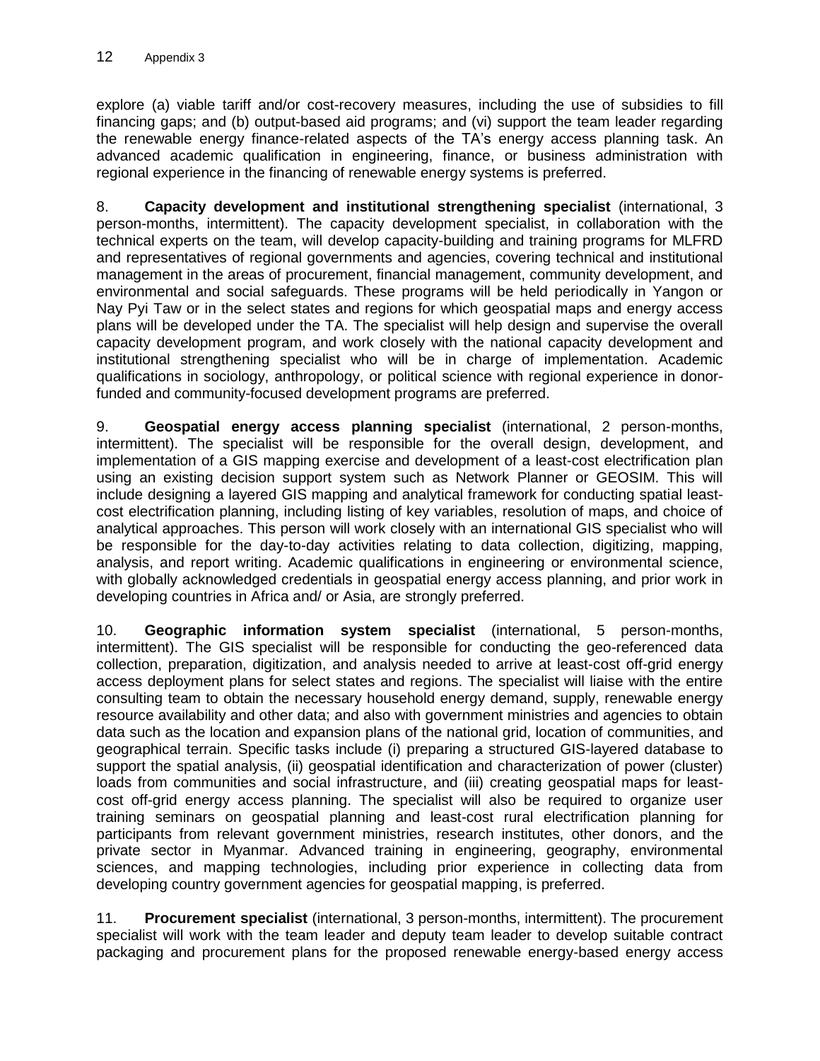explore (a) viable tariff and/or cost-recovery measures, including the use of subsidies to fill financing gaps; and (b) output-based aid programs; and (vi) support the team leader regarding the renewable energy finance-related aspects of the TA's energy access planning task. An advanced academic qualification in engineering, finance, or business administration with regional experience in the financing of renewable energy systems is preferred.

8. **Capacity development and institutional strengthening specialist** (international, 3 person-months, intermittent). The capacity development specialist, in collaboration with the technical experts on the team, will develop capacity-building and training programs for MLFRD and representatives of regional governments and agencies, covering technical and institutional management in the areas of procurement, financial management, community development, and environmental and social safeguards. These programs will be held periodically in Yangon or Nay Pyi Taw or in the select states and regions for which geospatial maps and energy access plans will be developed under the TA. The specialist will help design and supervise the overall capacity development program, and work closely with the national capacity development and institutional strengthening specialist who will be in charge of implementation. Academic qualifications in sociology, anthropology, or political science with regional experience in donor-funded and community-focused development programs are preferred.

9. **Geospatial energy access planning specialist** (international, 2 person-months, intermittent). The specialist will be responsible for the overall design, development, and implementation of a GIS mapping exercise and development of a least-cost electrification plan using an existing decision support system such as Network Planner or GEOSIM. This will include designing a layered GIS mapping and analytical framework for conducting spatial least-cost electrification planning, including listing of key variables, resolution of maps, and choice of analytical approaches. This person will work closely with an international GIS specialist who will be responsible for the day-to-day activities relating to data collection, digitizing, mapping, analysis, and report writing. Academic qualifications in engineering or environmental science, with globally acknowledged credentials in geospatial energy access planning, and prior work in developing countries in Africa and/ or Asia, are strongly preferred.

10. **Geographic information system specialist** (international, 5 person-months, intermittent). The GIS specialist will be responsible for conducting the geo-referenced data collection, preparation, digitization, and analysis needed to arrive at least-cost off-grid energy access deployment plans for select states and regions. The specialist will liaise with the entire consulting team to obtain the necessary household energy demand, supply, renewable energy resource availability and other data; and also with government ministries and agencies to obtain data such as the location and expansion plans of the national grid, location of communities, and geographical terrain. Specific tasks include (i) preparing a structured GIS-layered database to support the spatial analysis, (ii) geospatial identification and characterization of power (cluster) loads from communities and social infrastructure, and (iii) creating geospatial maps for least-cost off-grid energy access planning. The specialist will also be required to organize user training seminars on geospatial planning and least-cost rural electrification planning for participants from relevant government ministries, research institutes, other donors, and the private sector in Myanmar. Advanced training in engineering, geography, environmental sciences, and mapping technologies, including prior experience in collecting data from developing country government agencies for geospatial mapping, is preferred.

11. **Procurement specialist** (international, 3 person-months, intermittent). The procurement specialist will work with the team leader and deputy team leader to develop suitable contract packaging and procurement plans for the proposed renewable energy-based energy access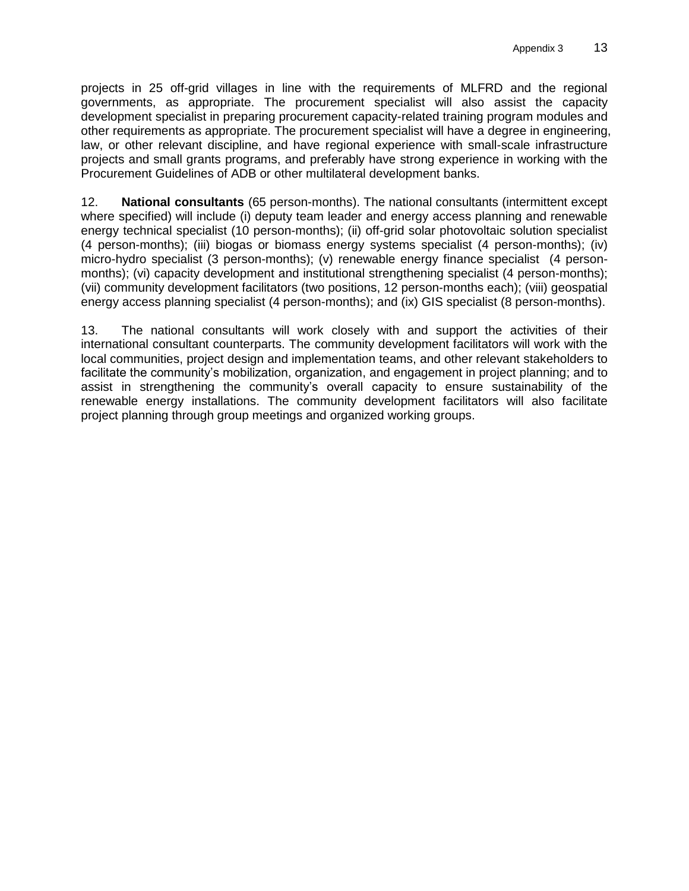projects in 25 off-grid villages in line with the requirements of MLFRD and the regional governments, as appropriate. The procurement specialist will also assist the capacity development specialist in preparing procurement capacity-related training program modules and other requirements as appropriate. The procurement specialist will have a degree in engineering, law, or other relevant discipline, and have regional experience with small-scale infrastructure projects and small grants programs, and preferably have strong experience in working with the Procurement Guidelines of ADB or other multilateral development banks.

12. **National consultants** (65 person-months). The national consultants (intermittent except where specified) will include (i) deputy team leader and energy access planning and renewable energy technical specialist (10 person-months); (ii) off-grid solar photovoltaic solution specialist (4 person-months); (iii) biogas or biomass energy systems specialist (4 person-months); (iv) micro-hydro specialist (3 person-months); (v) renewable energy finance specialist (4 person-months); (vi) capacity development and institutional strengthening specialist (4 person-months); (vii) community development facilitators (two positions, 12 person-months each); (viii) geospatial energy access planning specialist (4 person-months); and (ix) GIS specialist (8 person-months).

13. The national consultants will work closely with and support the activities of their international consultant counterparts. The community development facilitators will work with the local communities, project design and implementation teams, and other relevant stakeholders to facilitate the community's mobilization, organization, and engagement in project planning; and to assist in strengthening the community's overall capacity to ensure sustainability of the renewable energy installations. The community development facilitators will also facilitate project planning through group meetings and organized working groups.